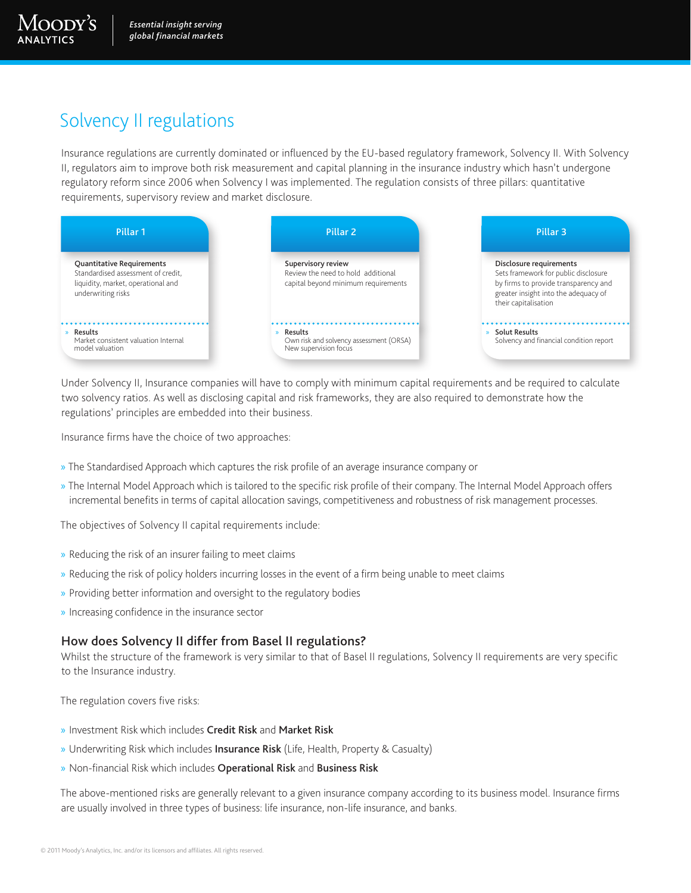# Solvency II regulations

Insurance regulations are currently dominated or influenced by the EU-based regulatory framework, Solvency II. With Solvency II, regulators aim to improve both risk measurement and capital planning in the insurance industry which hasn't undergone regulatory reform since 2006 when Solvency I was implemented. The regulation consists of three pillars: quantitative requirements, supervisory review and market disclosure.

| Pillar 1 | Pillar 2 | Pillar 3 |
| --- | --- | --- |
| **Quantitative Requirements** Standardised assessment of credit, liquidity, market, operational and underwriting risks | **Supervisory review** Review the need to hold additional capital beyond minimum requirements | **Disclosure requirements** Sets framework for public disclosure by firms to provide transparency and greater insight into the adequacy of their capitalisation |
| » **Results** Market consistent valuation Internal model valuation | » **Results** Own risk and solvency assessment (ORSA) New supervision focus | » **Solut Results** Solvency and financial condition report |

Under Solvency II, Insurance companies will have to comply with minimum capital requirements and be required to calculate two solvency ratios. As well as disclosing capital and risk frameworks, they are also required to demonstrate how the regulations' principles are embedded into their business.

Insurance firms have the choice of two approaches:

- The Standardised Approach which captures the risk profile of an average insurance company or
- The Internal Model Approach which is tailored to the specific risk profile of their company. The Internal Model Approach offers incremental benefits in terms of capital allocation savings, competitiveness and robustness of risk management processes.

The objectives of Solvency II capital requirements include:

- Reducing the risk of an insurer failing to meet claims
- Reducing the risk of policy holders incurring losses in the event of a firm being unable to meet claims
- Providing better information and oversight to the regulatory bodies
- Increasing confidence in the insurance sector

### How does Solvency II differ from Basel II regulations?

Whilst the structure of the framework is very similar to that of Basel II regulations, Solvency II requirements are very specific to the Insurance industry.

The regulation covers five risks:

- Investment Risk which includes **Credit Risk** and **Market Risk**
- Underwriting Risk which includes **Insurance Risk** (Life, Health, Property & Casualty)
- Non-financial Risk which includes **Operational Risk** and **Business Risk**

The above-mentioned risks are generally relevant to a given insurance company according to its business model. Insurance firms are usually involved in three types of business: life insurance, non-life insurance, and banks.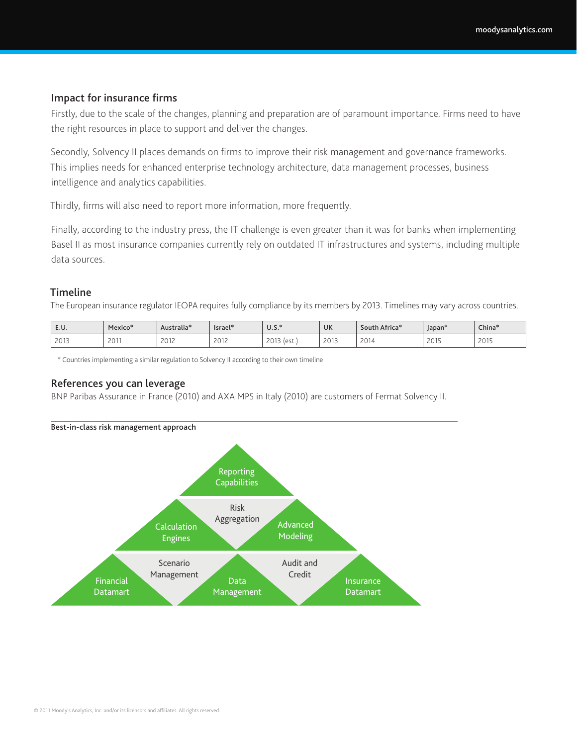## Impact for insurance firms

Firstly, due to the scale of the changes, planning and preparation are of paramount importance. Firms need to have the right resources in place to support and deliver the changes.

Secondly, Solvency II places demands on firms to improve their risk management and governance frameworks. This implies needs for enhanced enterprise technology architecture, data management processes, business intelligence and analytics capabilities.

Thirdly, firms will also need to report more information, more frequently.

Finally, according to the industry press, the IT challenge is even greater than it was for banks when implementing Basel II as most insurance companies currently rely on outdated IT infrastructures and systems, including multiple data sources.

## Timeline

The European insurance regulator IEOPA requires fully compliance by its members by 2013. Timelines may vary across countries.

| E.U. | Mexico* | Australia* | Israel* | U.S.* | UK | South Africa* | Japan* | China* |
|---|---|---|---|---|---|---|---|---|
| 2013 | 2011 | 2012 | 2012 | 2013 (est.) | 2013 | 2014 | 2015 | 2015 |

* Countries implementing a similar regulation to Solvency II according to their own timeline

## References you can leverage

BNP Paribas Assurance in France (2010) and AXA MPS in Italy (2010) are customers of Fermat Solvency II.

**Best-in-class risk management approach**

Reporting Capabilities

Calculation Engines | Risk Aggregation | Advanced Modeling

Financial Datamart | Scenario Management | Data Management | Audit and Credit | Insurance Datamart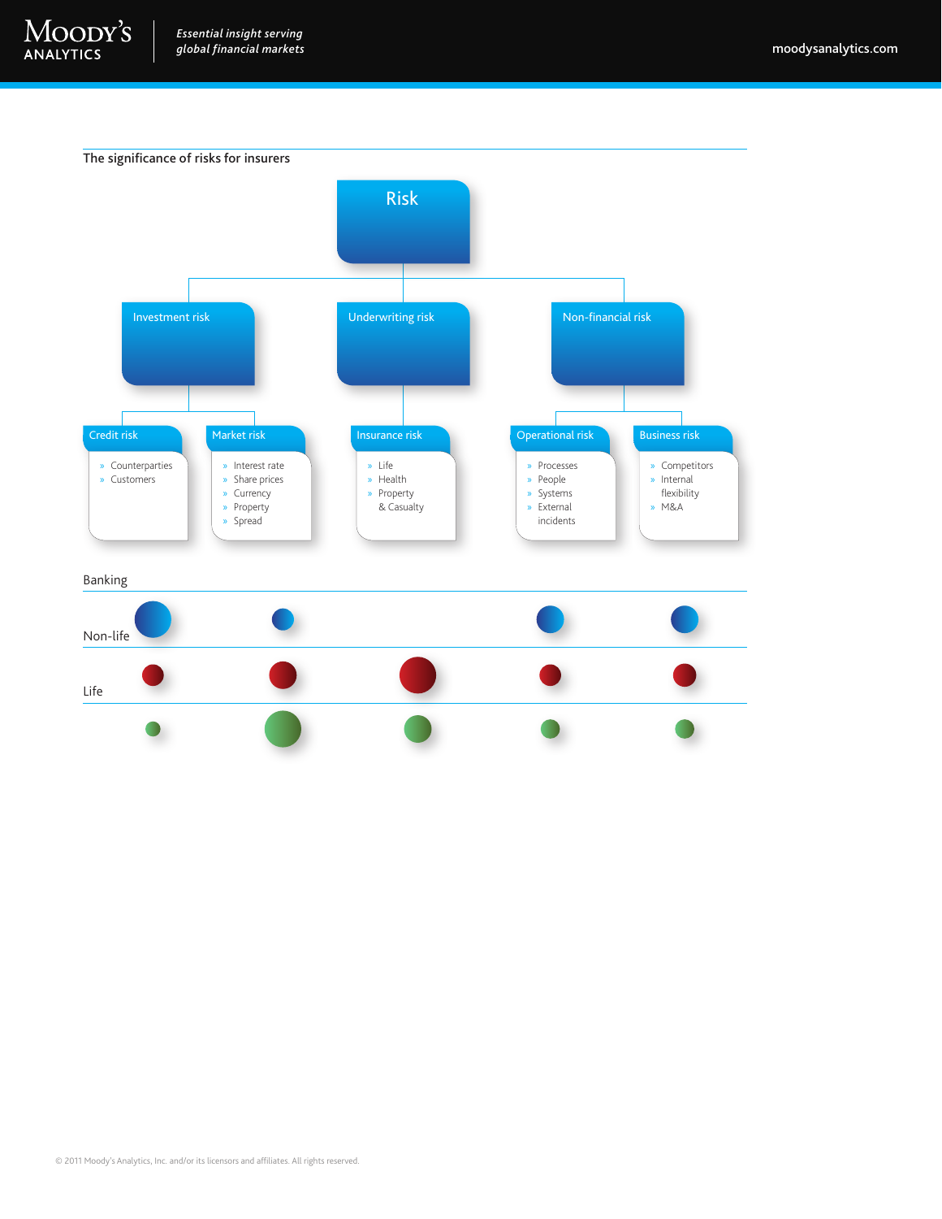The significance of risks for insurers

# Risk

## Investment risk

### Credit risk

- Counterparties
- Customers

### Market risk

- Interest rate
- Share prices
- Currency
- Property
- Spread

## Underwriting risk

### Insurance risk

- Life
- Health
- Property & Casualty

## Non-financial risk

### Operational risk

- Processes
- People
- Systems
- External incidents

### Business risk

- Competitors
- Internal flexibility
- M&A

Banking

Non-life

Life

© 2011 Moody's Analytics, Inc. and/or its licensors and affiliates. All rights reserved.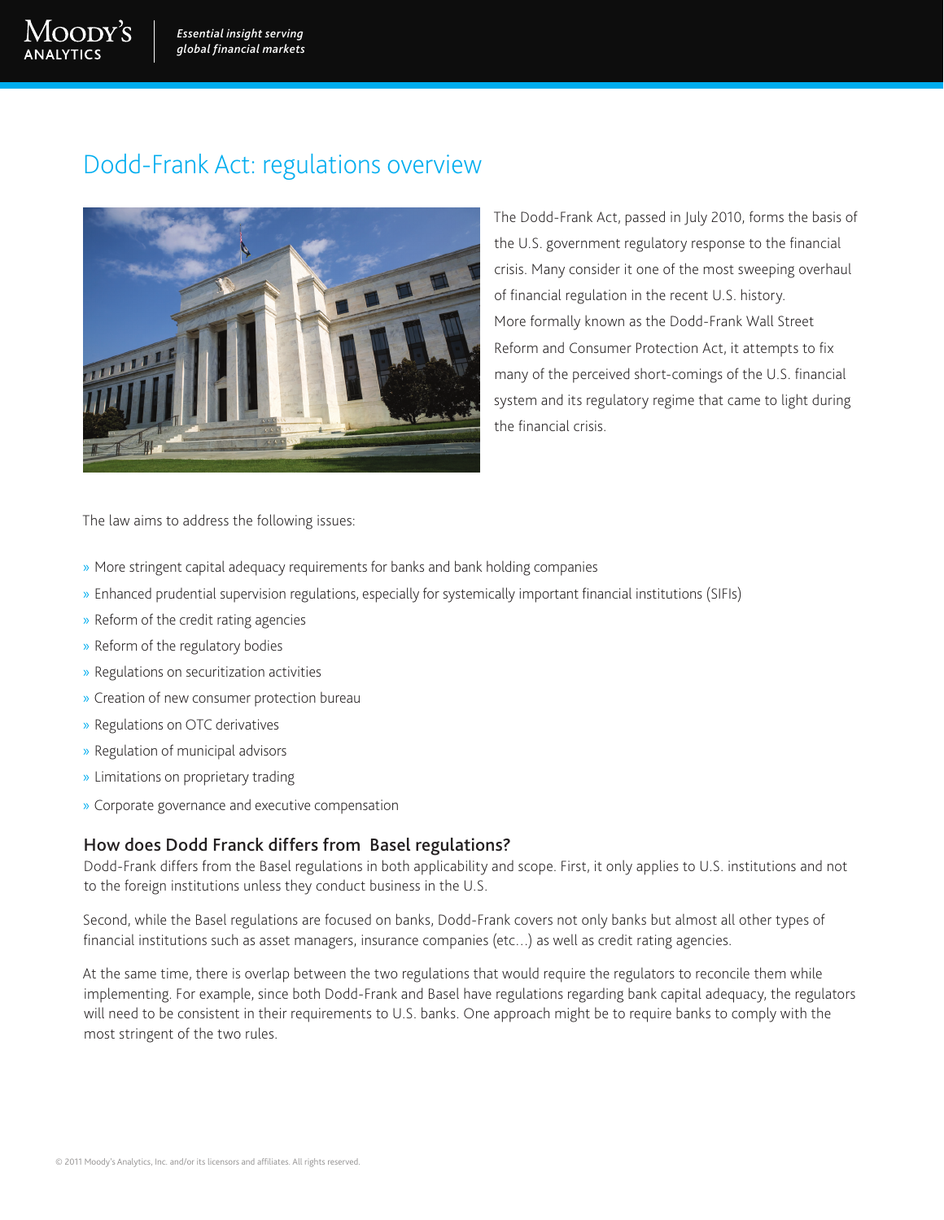# Dodd-Frank Act: regulations overview

The Dodd-Frank Act, passed in July 2010, forms the basis of the U.S. government regulatory response to the financial crisis. Many consider it one of the most sweeping overhaul of financial regulation in the recent U.S. history. More formally known as the Dodd-Frank Wall Street Reform and Consumer Protection Act, it attempts to fix many of the perceived short-comings of the U.S. financial system and its regulatory regime that came to light during the financial crisis.

The law aims to address the following issues:

- More stringent capital adequacy requirements for banks and bank holding companies
- Enhanced prudential supervision regulations, especially for systemically important financial institutions (SIFIs)
- Reform of the credit rating agencies
- Reform of the regulatory bodies
- Regulations on securitization activities
- Creation of new consumer protection bureau
- Regulations on OTC derivatives
- Regulation of municipal advisors
- Limitations on proprietary trading
- Corporate governance and executive compensation

## How does Dodd Franck differs from Basel regulations?

Dodd-Frank differs from the Basel regulations in both applicability and scope. First, it only applies to U.S. institutions and not to the foreign institutions unless they conduct business in the U.S.

Second, while the Basel regulations are focused on banks, Dodd-Frank covers not only banks but almost all other types of financial institutions such as asset managers, insurance companies (etc…) as well as credit rating agencies.

At the same time, there is overlap between the two regulations that would require the regulators to reconcile them while implementing. For example, since both Dodd-Frank and Basel have regulations regarding bank capital adequacy, the regulators will need to be consistent in their requirements to U.S. banks. One approach might be to require banks to comply with the most stringent of the two rules.

© 2011 Moody's Analytics, Inc. and/or its licensors and affiliates. All rights reserved.